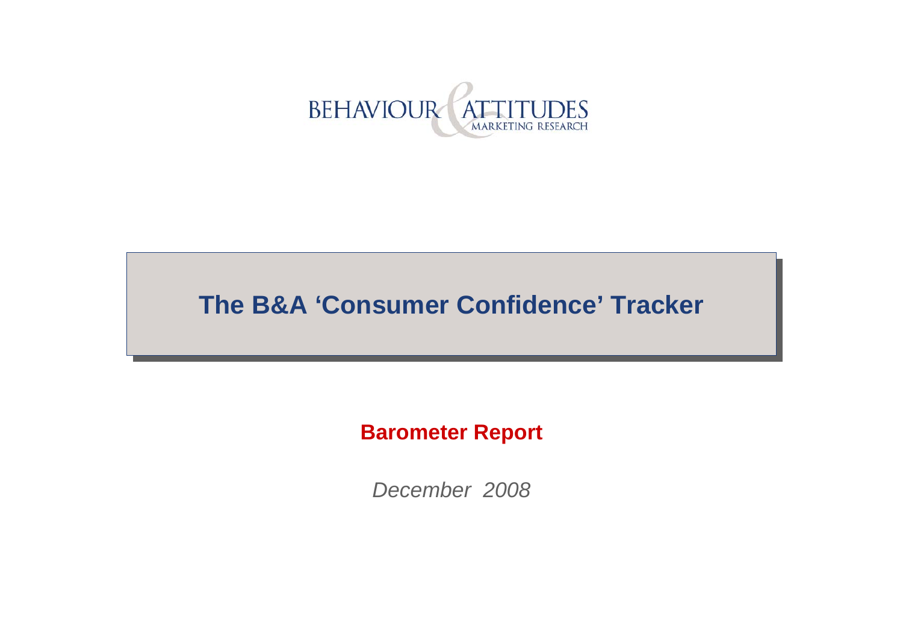BEHAVIOUR & ATTITUDES
MARKETING RESEARCH

# The B&A 'Consumer Confidence' Tracker

**Barometer Report**

*December 2008*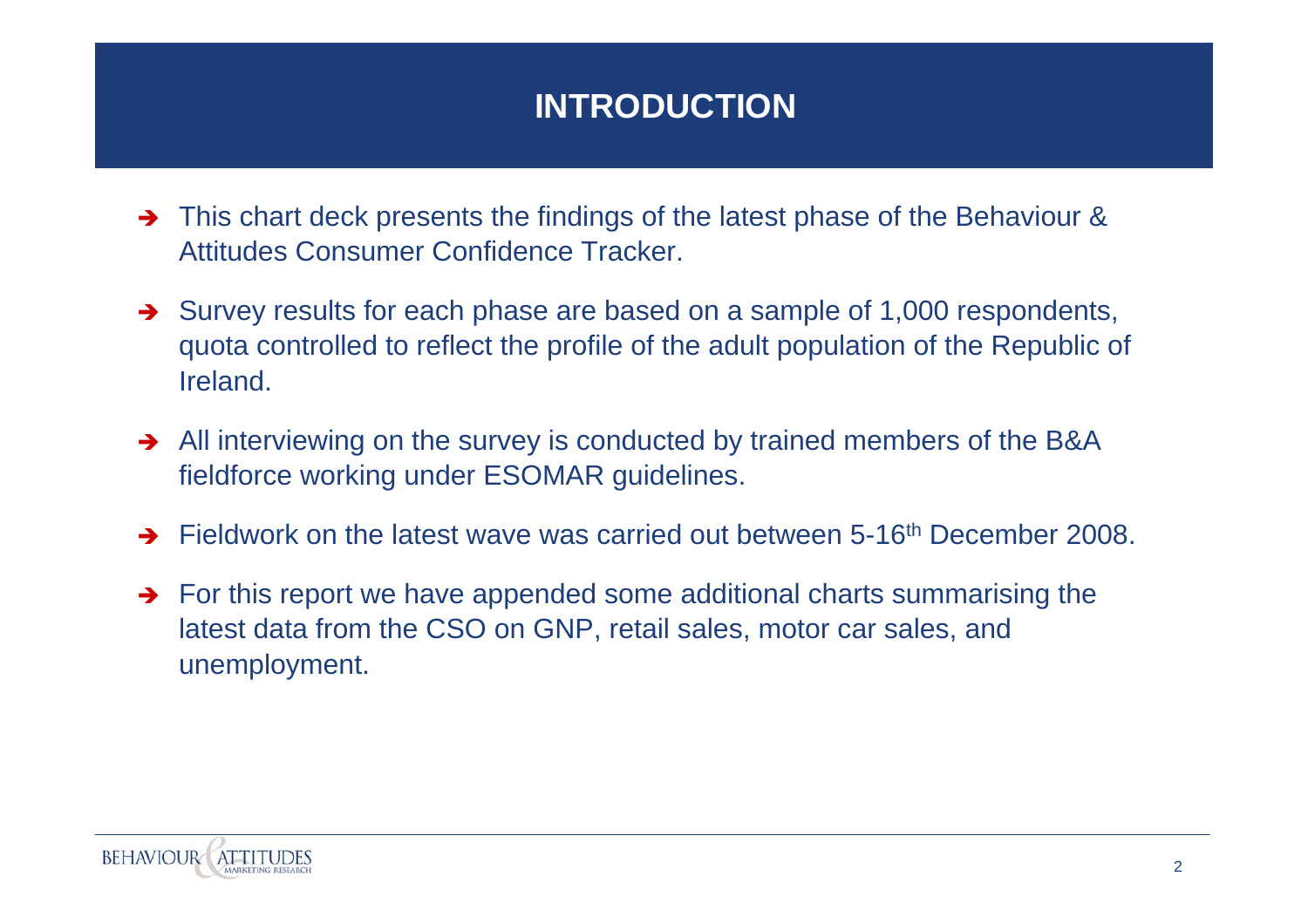# INTRODUCTION

- This chart deck presents the findings of the latest phase of the Behaviour & Attitudes Consumer Confidence Tracker.
- Survey results for each phase are based on a sample of 1,000 respondents, quota controlled to reflect the profile of the adult population of the Republic of Ireland.
- All interviewing on the survey is conducted by trained members of the B&A fieldforce working under ESOMAR guidelines.
- Fieldwork on the latest wave was carried out between 5-16th December 2008.
- For this report we have appended some additional charts summarising the latest data from the CSO on GNP, retail sales, motor car sales, and unemployment.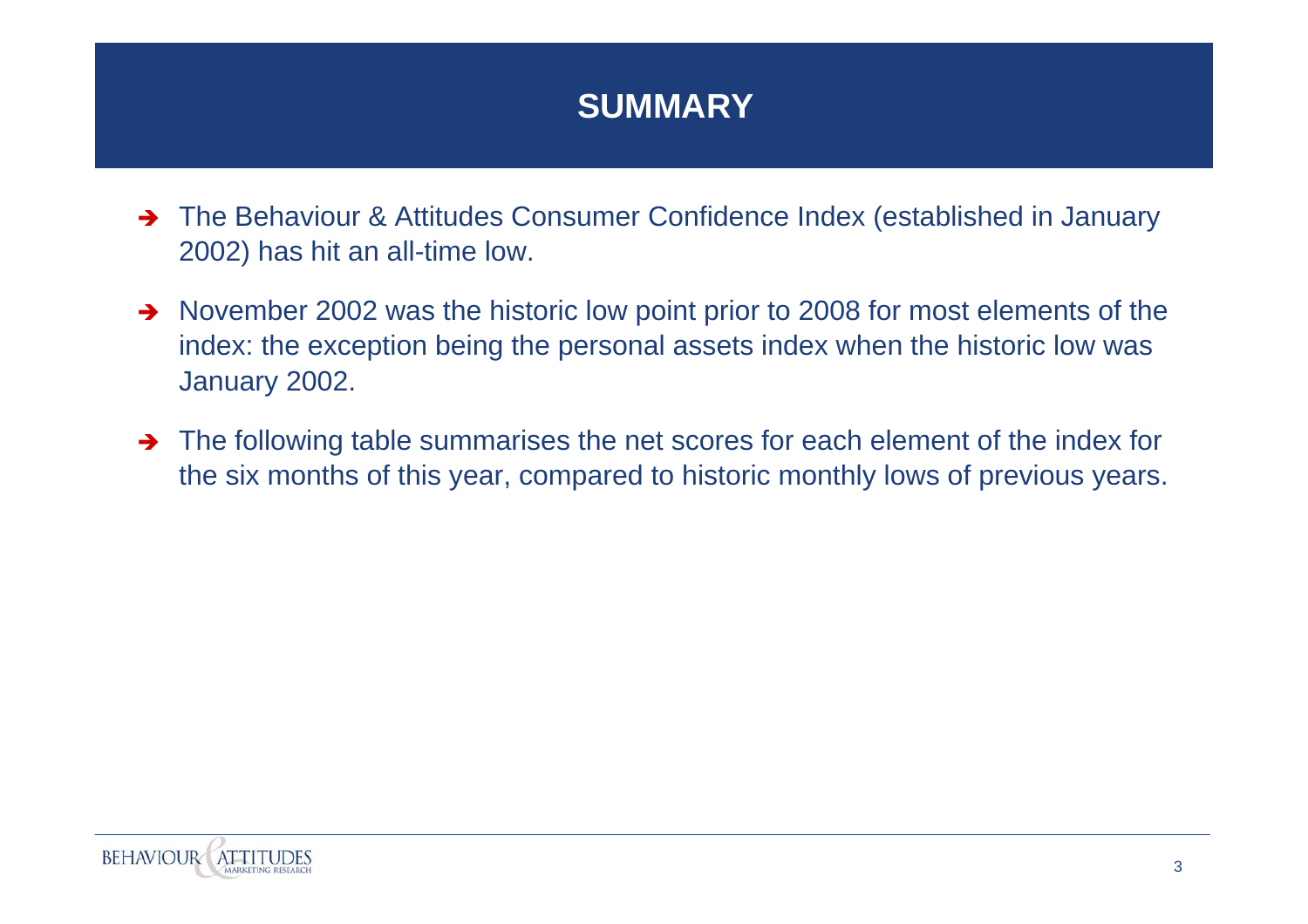# SUMMARY

- The Behaviour & Attitudes Consumer Confidence Index (established in January 2002) has hit an all-time low.
- November 2002 was the historic low point prior to 2008 for most elements of the index: the exception being the personal assets index when the historic low was January 2002.
- The following table summarises the net scores for each element of the index for the six months of this year, compared to historic monthly lows of previous years.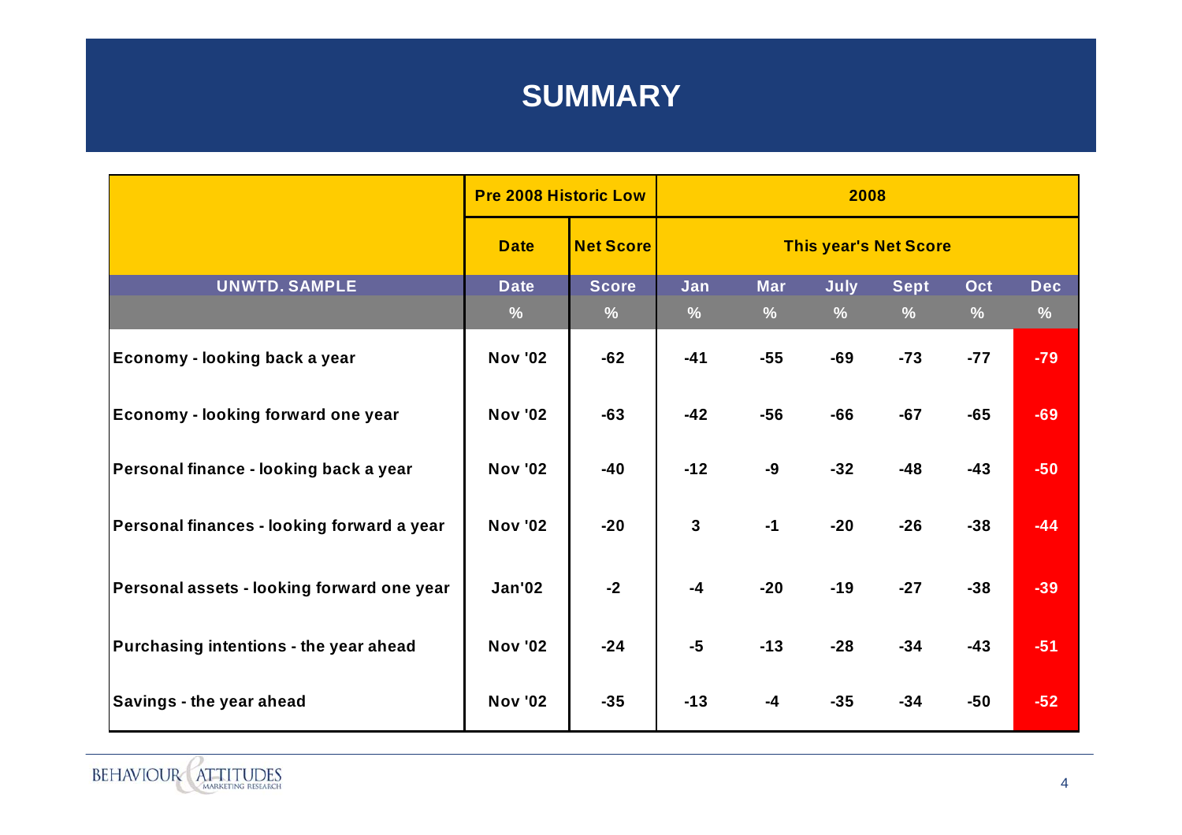# SUMMARY

| | Pre 2008 Historic Low | | 2008 | | | | | |
|---|---|---|---|---|---|---|---|---|
| | Date | Net Score | This year's Net Score | | | | | |
| UNWTD. SAMPLE | Date | Score | Jan | Mar | July | Sept | Oct | Dec |
| | % | % | % | % | % | % | % | % |
| Economy - looking back a year | Nov '02 | -62 | -41 | -55 | -69 | -73 | -77 | -79 |
| Economy - looking forward one year | Nov '02 | -63 | -42 | -56 | -66 | -67 | -65 | -69 |
| Personal finance - looking back a year | Nov '02 | -40 | -12 | -9 | -32 | -48 | -43 | -50 |
| Personal finances - looking forward a year | Nov '02 | -20 | 3 | -1 | -20 | -26 | -38 | -44 |
| Personal assets - looking forward one year | Jan'02 | -2 | -4 | -20 | -19 | -27 | -38 | -39 |
| Purchasing intentions - the year ahead | Nov '02 | -24 | -5 | -13 | -28 | -34 | -43 | -51 |
| Savings - the year ahead | Nov '02 | -35 | -13 | -4 | -35 | -34 | -50 | -52 |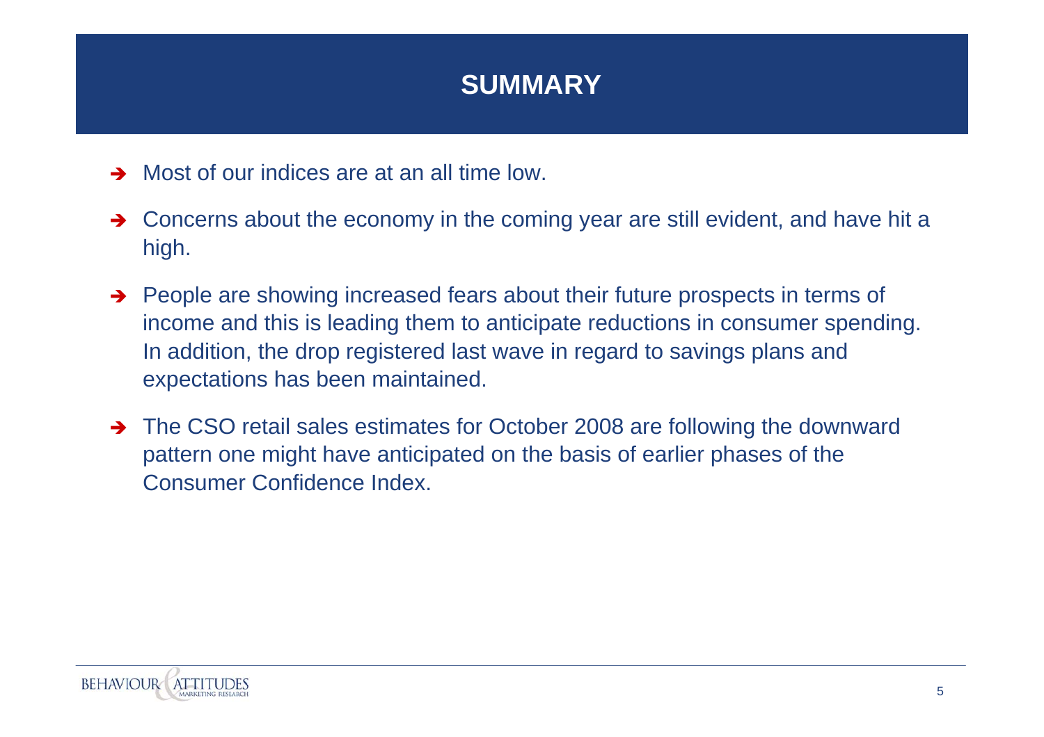# SUMMARY

- Most of our indices are at an all time low.
- Concerns about the economy in the coming year are still evident, and have hit a high.
- People are showing increased fears about their future prospects in terms of income and this is leading them to anticipate reductions in consumer spending. In addition, the drop registered last wave in regard to savings plans and expectations has been maintained.
- The CSO retail sales estimates for October 2008 are following the downward pattern one might have anticipated on the basis of earlier phases of the Consumer Confidence Index.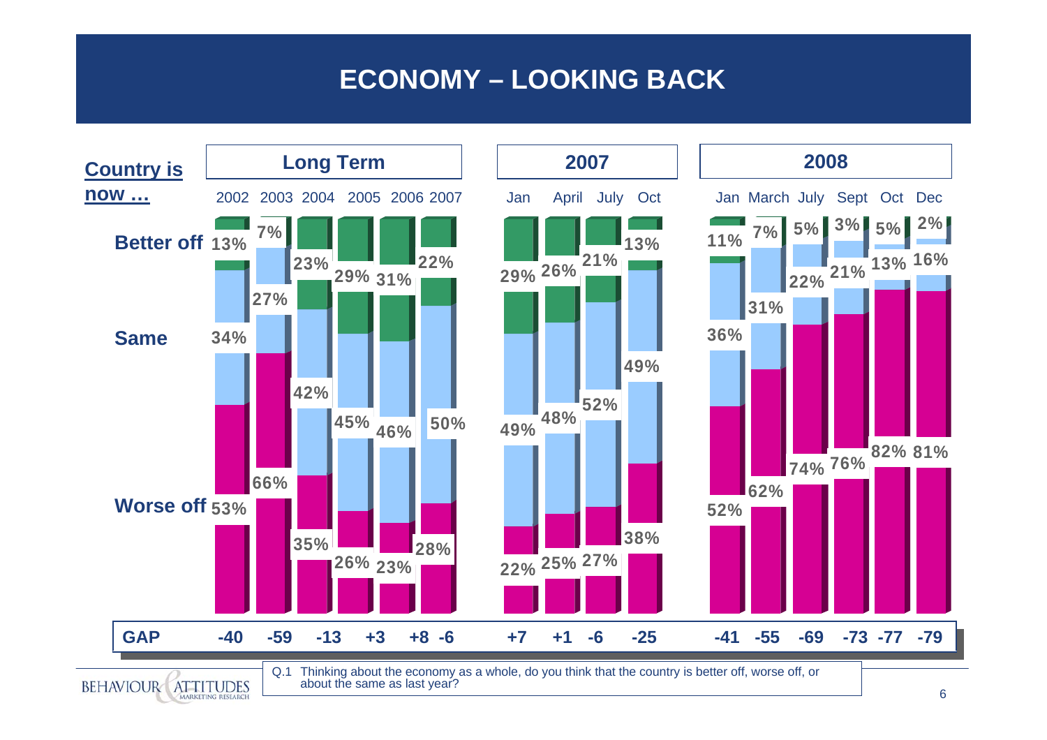# ECONOMY – LOOKING BACK

**Country is now …**

| | Long Term | | | | | | 2007 | | | | 2008 | | | | | |
|---|---|---|---|---|---|---|---|---|---|---|---|---|---|---|---|---|
| | 2002 | 2003 | 2004 | 2005 | 2006 | 2007 | Jan | April | July | Oct | Jan | March | July | Sept | Oct | Dec |
| **Better off** | 13% | 7% | 23% | 29% | 31% | 22% | 29% | 26% | 21% | 13% | 11% | 7% | 5% | 3% | 5% | 2% |
| **Same** | 34% | 27% | 42% | 45% | 46% | 50% | 49% | 48% | 52% | 49% | 36% | 31% | 22% | 21% | 13% | 16% |
| **Worse off** | 53% | 66% | 35% | 26% | 23% | 28% | 22% | 25% | 27% | 38% | 52% | 62% | 74% | 76% | 82% | 81% |
| **GAP** | -40 | -59 | -13 | +3 | +8 | -6 | +7 | +1 | -6 | -25 | -41 | -55 | -69 | -73 | -77 | -79 |

Q.1 Thinking about the economy as a whole, do you think that the country is better off, worse off, or about the same as last year?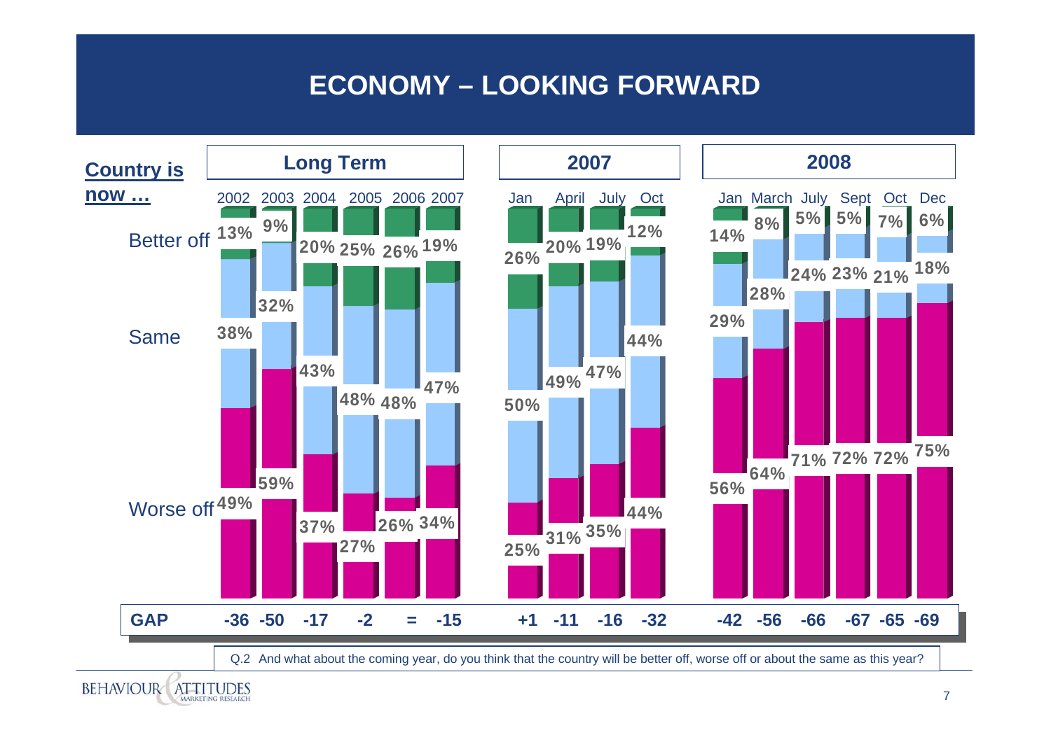# ECONOMY – LOOKING FORWARD

**Country is now …**

| | Long Term | | | | | | 2007 | | | | 2008 | | | | | |
|---|---|---|---|---|---|---|---|---|---|---|---|---|---|---|---|---|
| | 2002 | 2003 | 2004 | 2005 | 2006 | 2007 | Jan | April | July | Oct | Jan | March | July | Sept | Oct | Dec |
| Better off | 13% | 9% | 20% | 25% | 26% | 19% | 26% | 20% | 19% | 12% | 14% | 8% | 5% | 5% | 7% | 6% |
| Same | 38% | 32% | 43% | 48% | 48% | 47% | 50% | 49% | 47% | 44% | 29% | 28% | 24% | 23% | 21% | 18% |
| Worse off | 49% | 59% | 37% | 27% | 26% | 34% | 25% | 31% | 35% | 44% | 56% | 64% | 71% | 72% | 72% | 75% |
| **GAP** | -36 | -50 | -17 | -2 | = | -15 | +1 | -11 | -16 | -32 | -42 | -56 | -66 | -67 | -65 | -69 |

Q.2 And what about the coming year, do you think that the country will be better off, worse off or about the same as this year?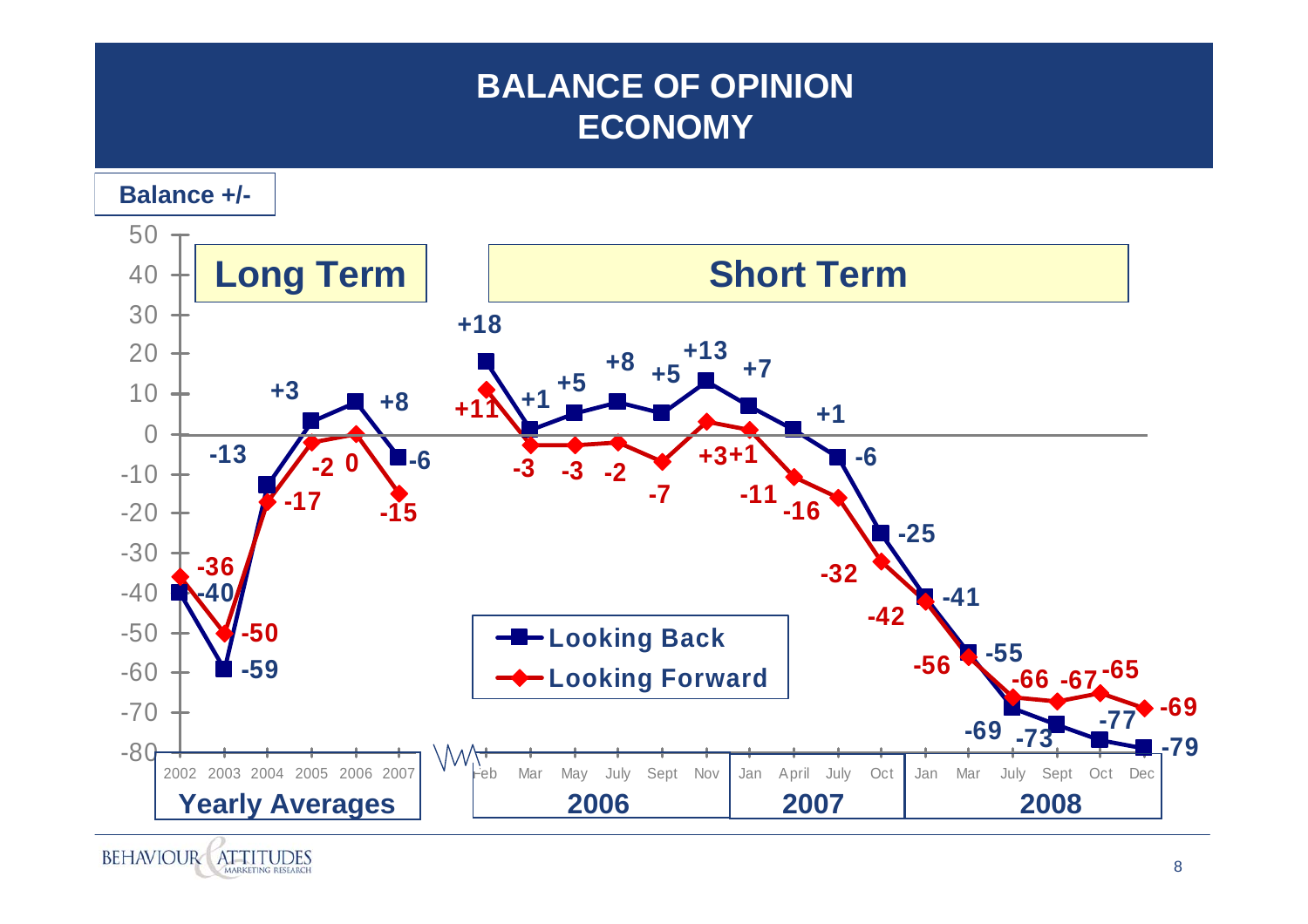# BALANCE OF OPINION
## ECONOMY

Balance +/-

| Period | Looking Back | Looking Forward |
|---|---|---|
| **Long Term (Yearly Averages)** | | |
| 2002 | -40 | -36 |
| 2003 | -59 | -50 |
| 2004 | -13 | -17 |
| 2005 | +3 | -2 |
| 2006 | +8 | 0 |
| 2007 | -6 | -15 |
| **Short Term – 2006** | | |
| Feb | +18 | +11 |
| Mar | +1 | -3 |
| May | +5 | -3 |
| July | +8 | -2 |
| Sept | +5 | -7 |
| Nov | +13 | +3 |
| **Short Term – 2007** | | |
| Jan | +7 | +1 |
| April | +1 | -11 |
| July | -6 | -16 |
| Oct | -25 | -32 |
| **Short Term – 2008** | | |
| Jan | -41 | -42 |
| Mar | -55 | -56 |
| July | -69 | -66 |
| Sept | -73 | -67 |
| Oct | -77 | -65 |
| Dec | -79 | -69 |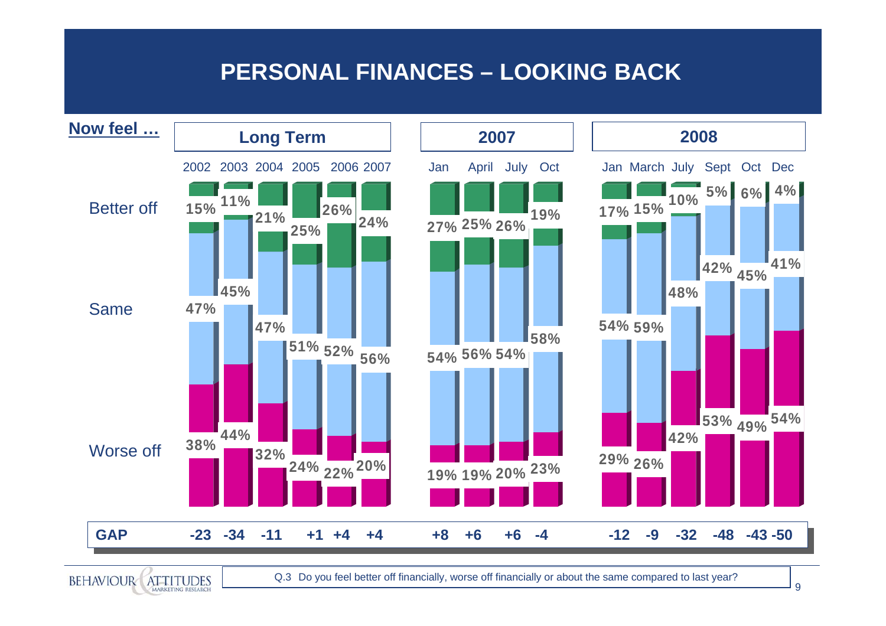# PERSONAL FINANCES – LOOKING BACK

**Now feel …**

| | Long Term | | | | | | 2007 | | | | 2008 | | | | | |
|---|---|---|---|---|---|---|---|---|---|---|---|---|---|---|---|---|
| | 2002 | 2003 | 2004 | 2005 | 2006 | 2007 | Jan | April | July | Oct | Jan | March | July | Sept | Oct | Dec |
| Better off | 15% | 11% | 21% | 25% | 26% | 24% | 27% | 25% | 26% | 19% | 17% | 15% | 10% | 5% | 6% | 4% |
| Same | 47% | 45% | 47% | 51% | 52% | 56% | 54% | 56% | 54% | 58% | 54% | 59% | 48% | 42% | 45% | 41% |
| Worse off | 38% | 44% | 32% | 24% | 22% | 20% | 19% | 19% | 20% | 23% | 29% | 26% | 42% | 53% | 49% | 54% |
| **GAP** | -23 | -34 | -11 | +1 | +4 | +4 | +8 | +6 | +6 | -4 | -12 | -9 | -32 | -48 | -43 | -50 |

Q.3 Do you feel better off financially, worse off financially or about the same compared to last year?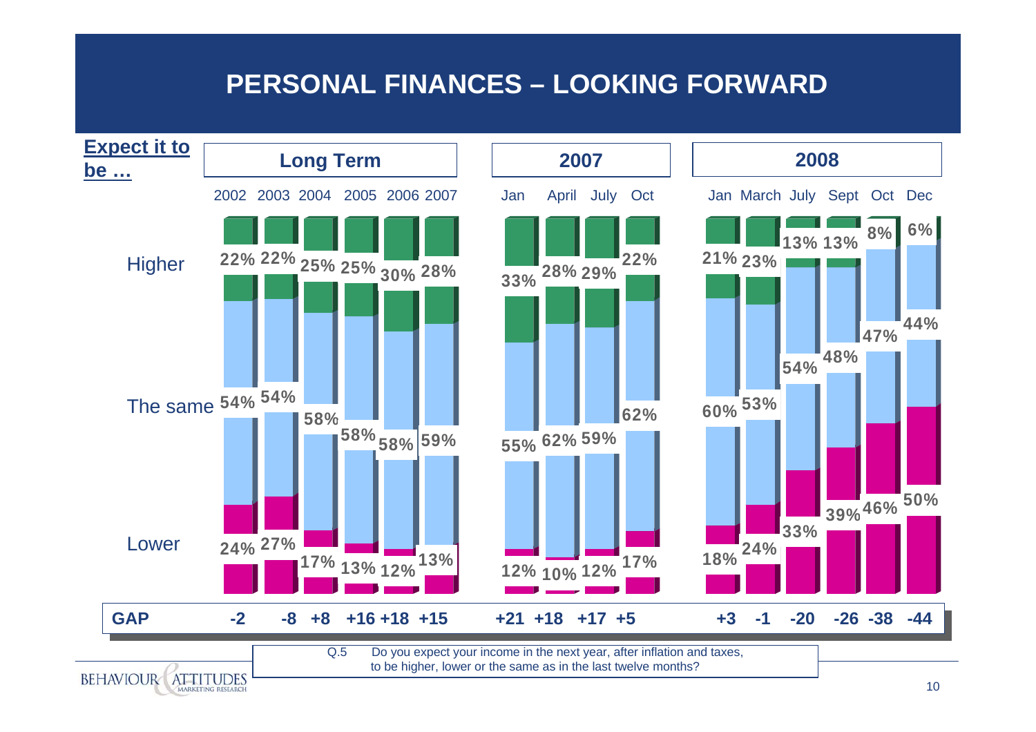# PERSONAL FINANCES – LOOKING FORWARD

| Expect it to be … | Long Term 2002 | 2003 | 2004 | 2005 | 2006 | 2007 | 2007 Jan | April | July | Oct | 2008 Jan | March | July | Sept | Oct | Dec |
|---|---|---|---|---|---|---|---|---|---|---|---|---|---|---|---|---|
| Higher | 22% | 22% | 25% | 25% | 30% | 28% | 33% | 28% | 29% | 22% | 21% | 23% | 13% | 13% | 8% | 6% |
| The same | 54% | 54% | 58% | 58% | 58% | 59% | 55% | 62% | 59% | 62% | 60% | 53% | 54% | 48% | 47% | 44% |
| Lower | 24% | 27% | 17% | 13% | 12% | 13% | 12% | 10% | 12% | 17% | 18% | 24% | 33% | 39% | 46% | 50% |
| **GAP** | -2 | -8 | +8 | +16 | +18 | +15 | +21 | +18 | +17 | +5 | +3 | -1 | -20 | -26 | -38 | -44 |

Q.5 Do you expect your income in the next year, after inflation and taxes, to be higher, lower or the same as in the last twelve months?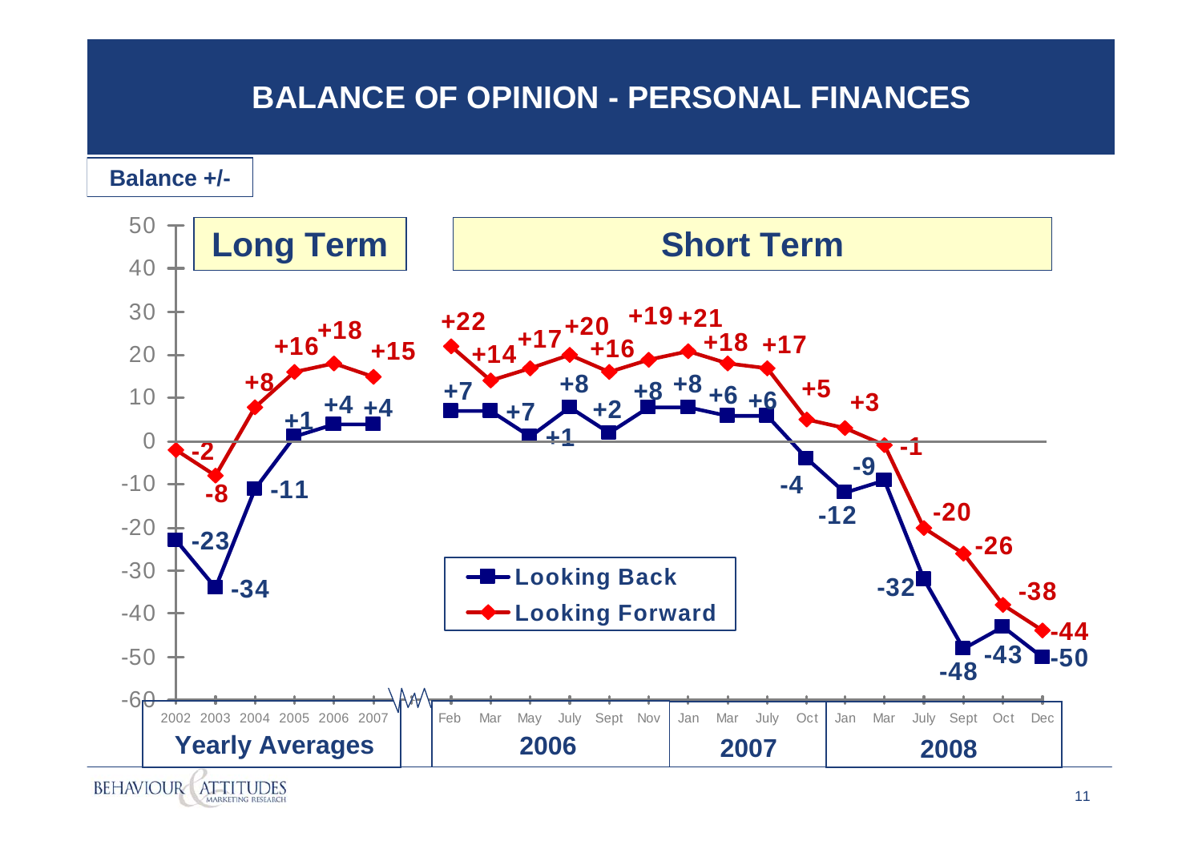# BALANCE OF OPINION - PERSONAL FINANCES

**Balance +/-**

**Long Term** | **Short Term**

| Period | | Looking Back | Looking Forward |
|---|---|---|---|
| Yearly Averages | 2002 | -23 | -2 |
| | 2003 | -34 | -8 |
| | 2004 | -11 | +8 |
| | 2005 | +1 | +16 |
| | 2006 | +4 | +18 |
| | 2007 | +4 | +15 |
| 2006 | Feb | +7 | +22 |
| | Mar | +7 | +14 |
| | May | +1 | +17 |
| | July | +8 | +20 |
| | Sept | +2 | +16 |
| | Nov | +8 | +19 |
| 2007 | Jan | +8 | +21 |
| | Mar | +6 | +18 |
| | July | +6 | +17 |
| | Oct | -4 | +5 |
| 2008 | Jan | -12 | +3 |
| | Mar | -9 | -1 |
| | July | -32 | -20 |
| | Sept | -48 | -26 |
| | Oct | -43 | -38 |
| | Dec | -50 | -44 |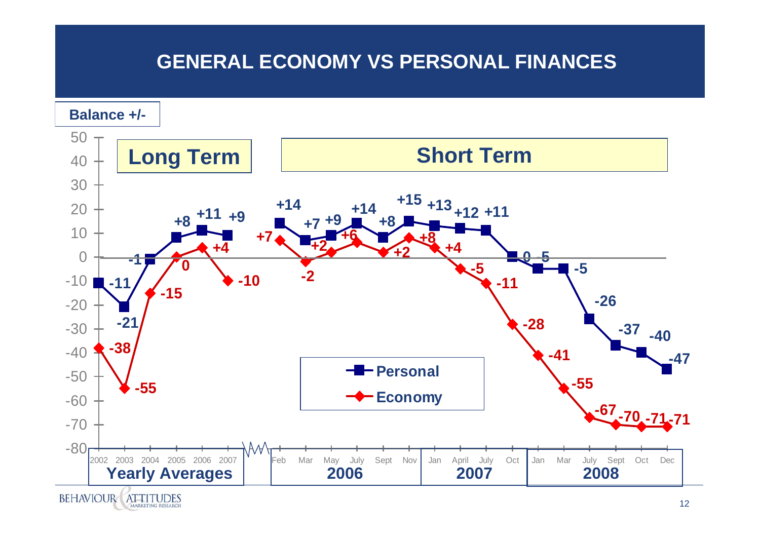# GENERAL ECONOMY VS PERSONAL FINANCES

**Balance +/-**

**Long Term** — Yearly Averages

| | 2002 | 2003 | 2004 | 2005 | 2006 | 2007 |
|---|---|---|---|---|---|---|
| Personal | -11 | -21 | -1 | +8 | +11 | +9 |
| Economy | -38 | -55 | -15 | 0 | +4 | -10 |

**Short Term**

| | Feb 2006 | Mar 2006 | May 2006 | July 2006 | Sept 2006 | Nov 2006 | Jan 2007 | April 2007 | July 2007 | Oct 2007 | Jan 2008 | Mar 2008 | July 2008 | Sept 2008 | Oct 2008 | Dec 2008 |
|---|---|---|---|---|---|---|---|---|---|---|---|---|---|---|---|---|
| Personal | +14 | +7 | +9 | +14 | +8 | +15 | +13 | +12 | +11 | 0 | -5 | -5 | -26 | -37 | -40 | -47 |
| Economy | +7 | -2 | +2 | +6 | +2 | +8 | +4 | -5 | -11 | -28 | -41 | -55 | -67 | -70 | -71 | -71 |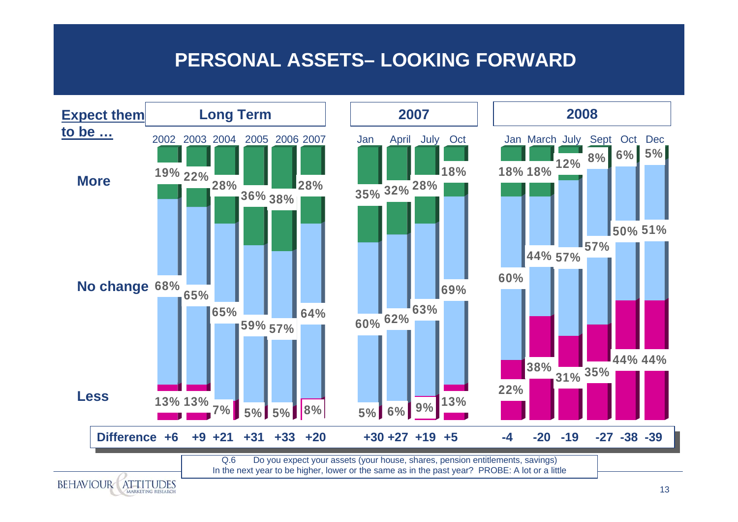# PERSONAL ASSETS– LOOKING FORWARD

| Expect them to be … | Long Term | | | | | | 2007 | | | | 2008 | | | | | |
|---|---|---|---|---|---|---|---|---|---|---|---|---|---|---|---|---|
| | 2002 | 2003 | 2004 | 2005 | 2006 | 2007 | Jan | April | July | Oct | Jan | March | July | Sept | Oct | Dec |
| More | 19% | 22% | 28% | 36% | 38% | 28% | 35% | 32% | 28% | 18% | 18% | 18% | 12% | 8% | 6% | 5% |
| No change | 68% | 65% | 65% | 59% | 57% | 64% | 60% | 62% | 63% | 69% | 60% | 44% | 57% | 57% | 50% | 51% |
| Less | 13% | 13% | 7% | 5% | 5% | 8% | 5% | 6% | 9% | 13% | 22% | 38% | 31% | 35% | 44% | 44% |
| **Difference** | **+6** | **+9** | **+21** | **+31** | **+33** | **+20** | **+30** | **+27** | **+19** | **+5** | **-4** | **-20** | **-19** | **-27** | **-38** | **-39** |

Q.6 Do you expect your assets (your house, shares, pension entitlements, savings) In the next year to be higher, lower or the same as in the past year? PROBE: A lot or a little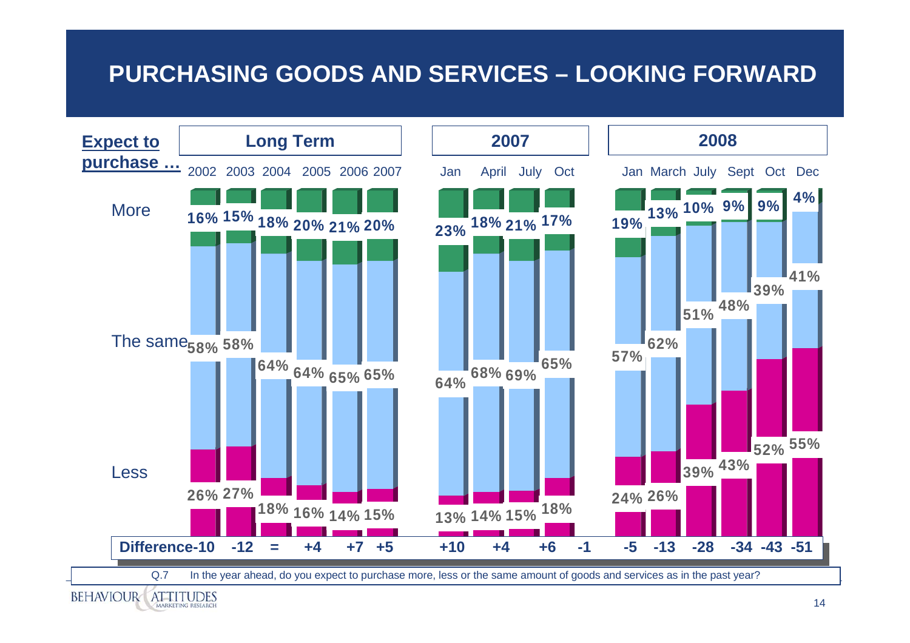# PURCHASING GOODS AND SERVICES – LOOKING FORWARD

| Expect to purchase … | Long Term | | | | | | 2007 | | | | 2008 | | | | | |
|---|---|---|---|---|---|---|---|---|---|---|---|---|---|---|---|---|
| | 2002 | 2003 | 2004 | 2005 | 2006 | 2007 | Jan | April | July | Oct | Jan | March | July | Sept | Oct | Dec |
| More | 16% | 15% | 18% | 20% | 21% | 20% | 23% | 18% | 21% | 17% | 19% | 13% | 10% | 9% | 9% | 4% |
| The same | 58% | 58% | 64% | 64% | 65% | 65% | 64% | 68% | 69% | 65% | 57% | 62% | 51% | 48% | 39% | 41% |
| Less | 26% | 27% | 18% | 16% | 14% | 15% | 13% | 14% | 15% | 18% | 24% | 26% | 39% | 43% | 52% | 55% |
| Difference | -10 | -12 | = | +4 | +7 | +5 | +10 | +4 | +6 | -1 | -5 | -13 | -28 | -34 | -43 | -51 |

Q.7 In the year ahead, do you expect to purchase more, less or the same amount of goods and services as in the past year?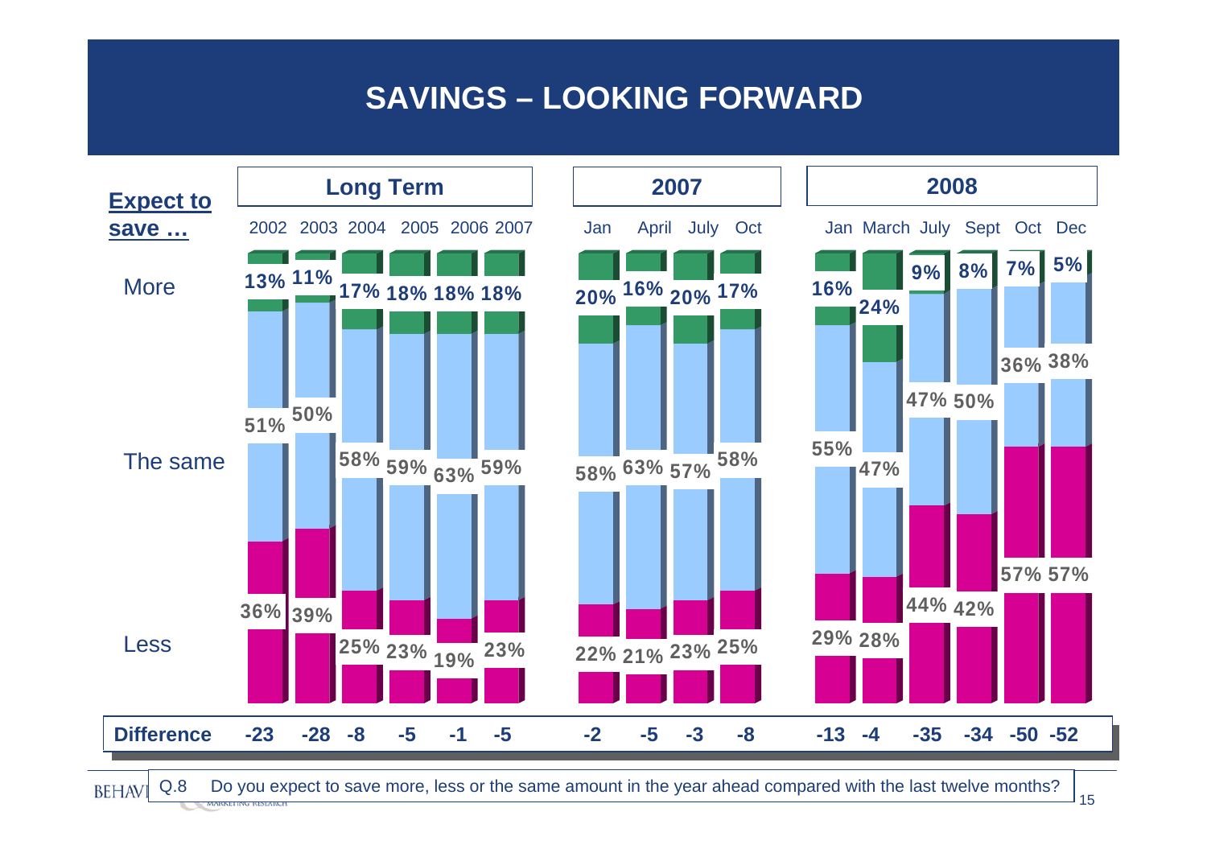# SAVINGS – LOOKING FORWARD

| Expect to save … | Long Term | | | | | | 2007 | | | | 2008 | | | | | |
|---|---|---|---|---|---|---|---|---|---|---|---|---|---|---|---|---|
| | 2002 | 2003 | 2004 | 2005 | 2006 | 2007 | Jan | April | July | Oct | Jan | March | July | Sept | Oct | Dec |
| More | 13% | 11% | 17% | 18% | 18% | 18% | 20% | 16% | 20% | 17% | 16% | 24% | 9% | 8% | 7% | 5% |
| The same | 51% | 50% | 58% | 59% | 63% | 59% | 58% | 63% | 57% | 58% | 55% | 47% | 47% | 50% | 36% | 38% |
| Less | 36% | 39% | 25% | 23% | 19% | 23% | 22% | 21% | 23% | 25% | 29% | 28% | 44% | 42% | 57% | 57% |
| **Difference** | -23 | -28 | -8 | -5 | -1 | -5 | -2 | -5 | -3 | -8 | -13 | -4 | -35 | -34 | -50 | -52 |

Q.8 Do you expect to save more, less or the same amount in the year ahead compared with the last twelve months?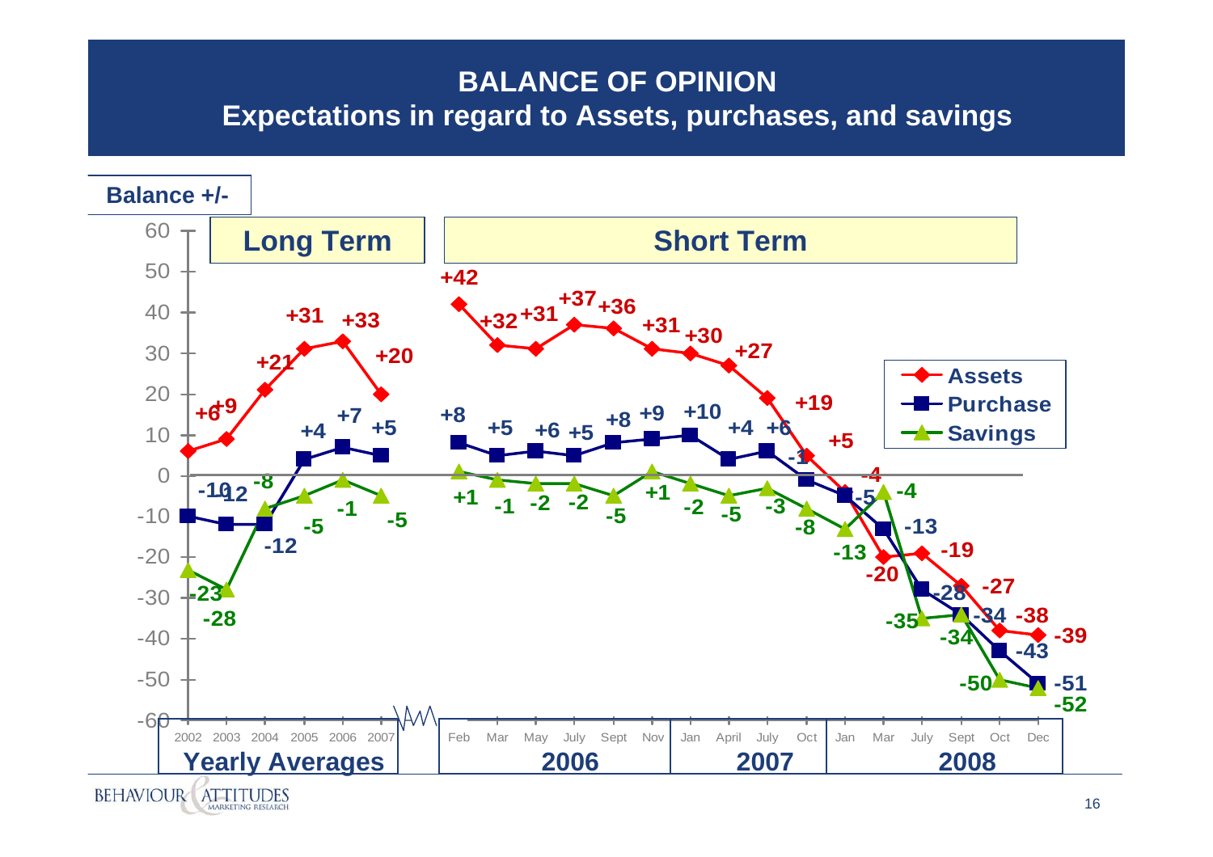# BALANCE OF OPINION
## Expectations in regard to Assets, purchases, and savings

Balance +/-

**Long Term** — Yearly Averages

| | 2002 | 2003 | 2004 | 2005 | 2006 | 2007 |
|---|---|---|---|---|---|---|
| Assets | +6 | +9 | +21 | +31 | +33 | +20 |
| Purchase | -10 | -12 | -12 | +4 | +7 | +5 |
| Savings | -23 | -28 | -8 | -5 | -1 | -5 |

**Short Term**

| | Feb 2006 | Mar 2006 | May 2006 | July 2006 | Sept 2006 | Nov 2006 | Jan 2007 | April 2007 | July 2007 | Oct 2007 | Jan 2008 | Mar 2008 | July 2008 | Sept 2008 | Oct 2008 | Dec 2008 |
|---|---|---|---|---|---|---|---|---|---|---|---|---|---|---|---|---|
| Assets | +42 | +32 | +31 | +37 | +36 | +31 | +30 | +27 | +19 | +5 | -4 | -20 | -19 | -27 | -38 | -39 |
| Purchase | +8 | +5 | +6 | +5 | +8 | +9 | +10 | +4 | +6 | -1 | -5 | -13 | -28 | -34 | -43 | -51 |
| Savings | +1 | -1 | -2 | -2 | -5 | +1 | -2 | -5 | -3 | -8 | -13 | -4 | -35 | -34 | -50 | -52 |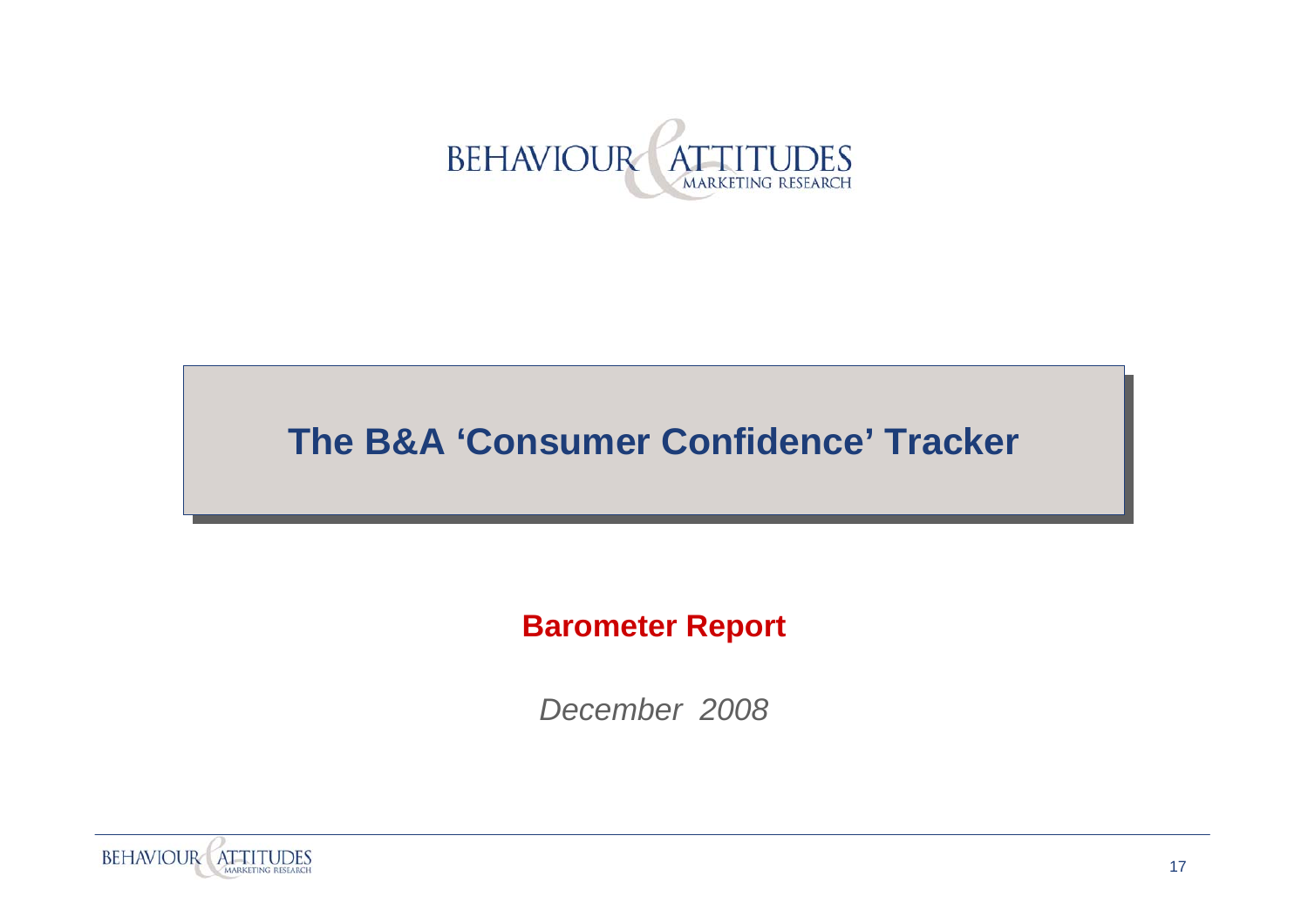BEHAVIOUR & ATTITUDES
MARKETING RESEARCH

# The B&A 'Consumer Confidence' Tracker

**Barometer Report**

*December 2008*